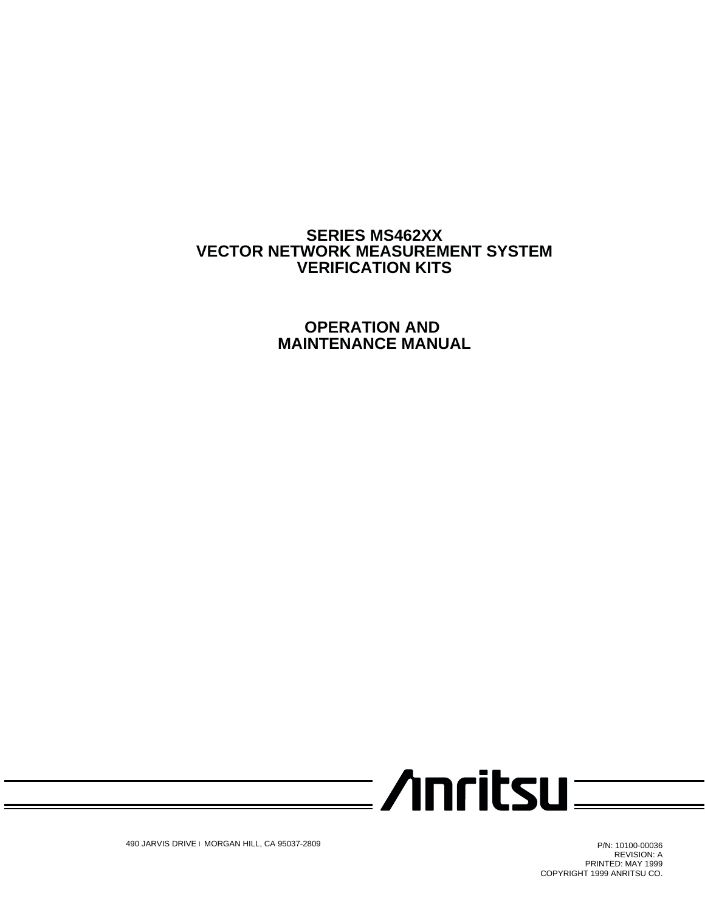# SERIES MS462XX
# VECTOR NETWORK MEASUREMENT SYSTEM
# VERIFICATION KITS

## OPERATION AND
## MAINTENANCE MANUAL

Anritsu

490 JARVIS DRIVE | MORGAN HILL, CA 95037-2809

P/N: 10100-00036
REVISION: A
PRINTED: MAY 1999
COPYRIGHT 1999 ANRITSU CO.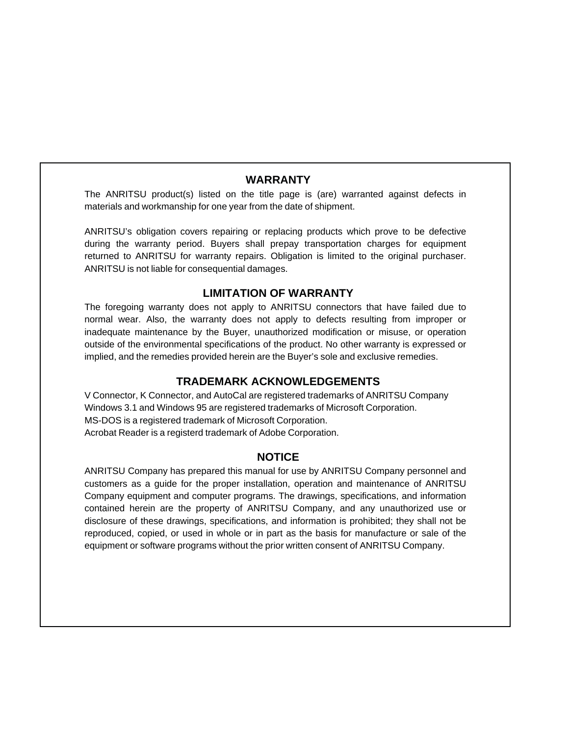## WARRANTY

The ANRITSU product(s) listed on the title page is (are) warranted against defects in materials and workmanship for one year from the date of shipment.

ANRITSU's obligation covers repairing or replacing products which prove to be defective during the warranty period. Buyers shall prepay transportation charges for equipment returned to ANRITSU for warranty repairs. Obligation is limited to the original purchaser. ANRITSU is not liable for consequential damages.

## LIMITATION OF WARRANTY

The foregoing warranty does not apply to ANRITSU connectors that have failed due to normal wear. Also, the warranty does not apply to defects resulting from improper or inadequate maintenance by the Buyer, unauthorized modification or misuse, or operation outside of the environmental specifications of the product. No other warranty is expressed or implied, and the remedies provided herein are the Buyer's sole and exclusive remedies.

## TRADEMARK ACKNOWLEDGEMENTS

V Connector, K Connector, and AutoCal are registered trademarks of ANRITSU Company
Windows 3.1 and Windows 95 are registered trademarks of Microsoft Corporation.
MS-DOS is a registered trademark of Microsoft Corporation.
Acrobat Reader is a registerd trademark of Adobe Corporation.

## NOTICE

ANRITSU Company has prepared this manual for use by ANRITSU Company personnel and customers as a guide for the proper installation, operation and maintenance of ANRITSU Company equipment and computer programs. The drawings, specifications, and information contained herein are the property of ANRITSU Company, and any unauthorized use or disclosure of these drawings, specifications, and information is prohibited; they shall not be reproduced, copied, or used in whole or in part as the basis for manufacture or sale of the equipment or software programs without the prior written consent of ANRITSU Company.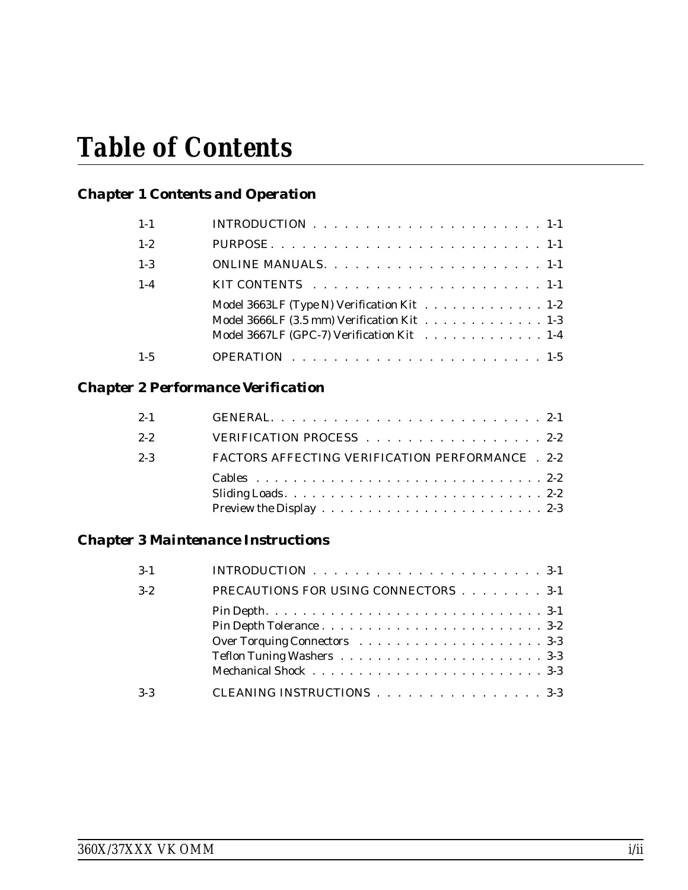# Table of Contents

## Chapter 1 Contents and Operation

| | | |
|---|---|---|
| 1-1 | INTRODUCTION | 1-1 |
| 1-2 | PURPOSE | 1-1 |
| 1-3 | ONLINE MANUALS | 1-1 |
| 1-4 | KIT CONTENTS | 1-1 |
| | Model 3663LF (Type N) Verification Kit | 1-2 |
| | Model 3666LF (3.5 mm) Verification Kit | 1-3 |
| | Model 3667LF (GPC-7) Verification Kit | 1-4 |
| 1-5 | OPERATION | 1-5 |

## Chapter 2 Performance Verification

| | | |
|---|---|---|
| 2-1 | GENERAL | 2-1 |
| 2-2 | VERIFICATION PROCESS | 2-2 |
| 2-3 | FACTORS AFFECTING VERIFICATION PERFORMANCE | 2-2 |
| | Cables | 2-2 |
| | Sliding Loads | 2-2 |
| | Preview the Display | 2-3 |

## Chapter 3 Maintenance Instructions

| | | |
|---|---|---|
| 3-1 | INTRODUCTION | 3-1 |
| 3-2 | PRECAUTIONS FOR USING CONNECTORS | 3-1 |
| | Pin Depth | 3-1 |
| | Pin Depth Tolerance | 3-2 |
| | Over Torquing Connectors | 3-3 |
| | Teflon Tuning Washers | 3-3 |
| | Mechanical Shock | 3-3 |
| 3-3 | CLEANING INSTRUCTIONS | 3-3 |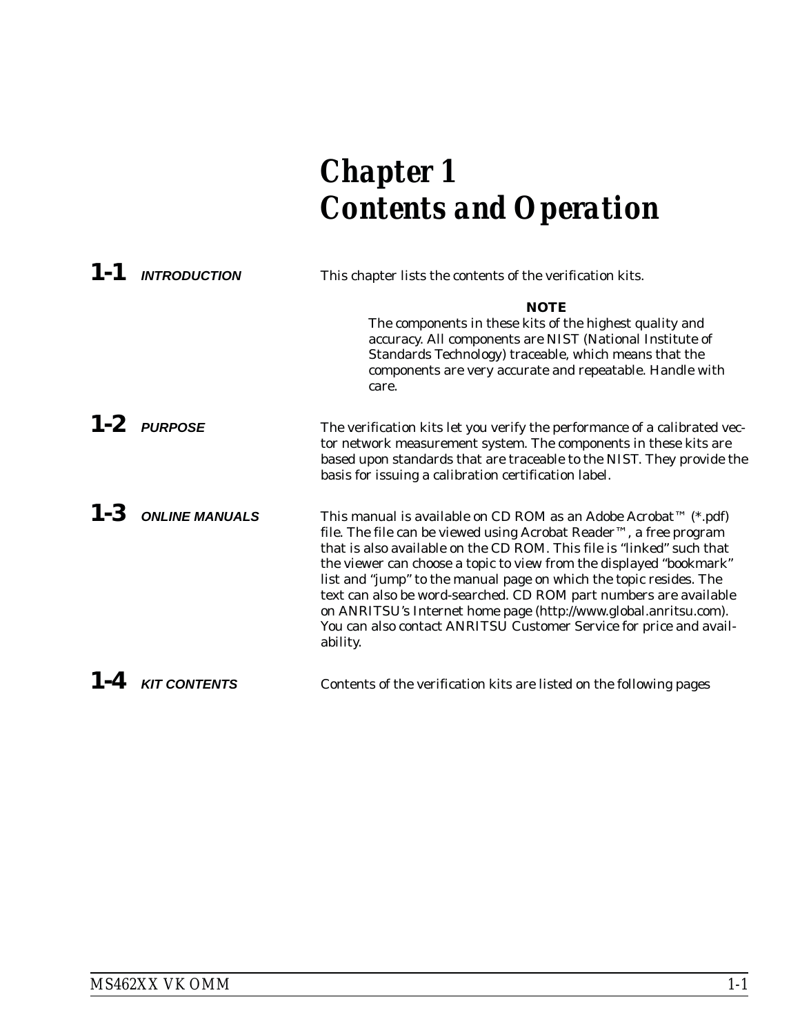# Chapter 1
# Contents and Operation

## 1-1 *INTRODUCTION*

This chapter lists the contents of the verification kits.

**NOTE**

The components in these kits of the highest quality and accuracy. All components are NIST (National Institute of Standards Technology) traceable, which means that the components are very accurate and repeatable. Handle with care.

## 1-2 *PURPOSE*

The verification kits let you verify the performance of a calibrated vector network measurement system. The components in these kits are based upon standards that are traceable to the NIST. They provide the basis for issuing a calibration certification label.

## 1-3 *ONLINE MANUALS*

This manual is available on CD ROM as an Adobe Acrobat™ (*.pdf) file. The file can be viewed using Acrobat Reader™, a free program that is also available on the CD ROM. This file is "linked" such that the viewer can choose a topic to view from the displayed "bookmark" list and "jump" to the manual page on which the topic resides. The text can also be word-searched. CD ROM part numbers are available on ANRITSU's Internet home page (http://www.global.anritsu.com). You can also contact ANRITSU Customer Service for price and availability.

## 1-4 *KIT CONTENTS*

Contents of the verification kits are listed on the following pages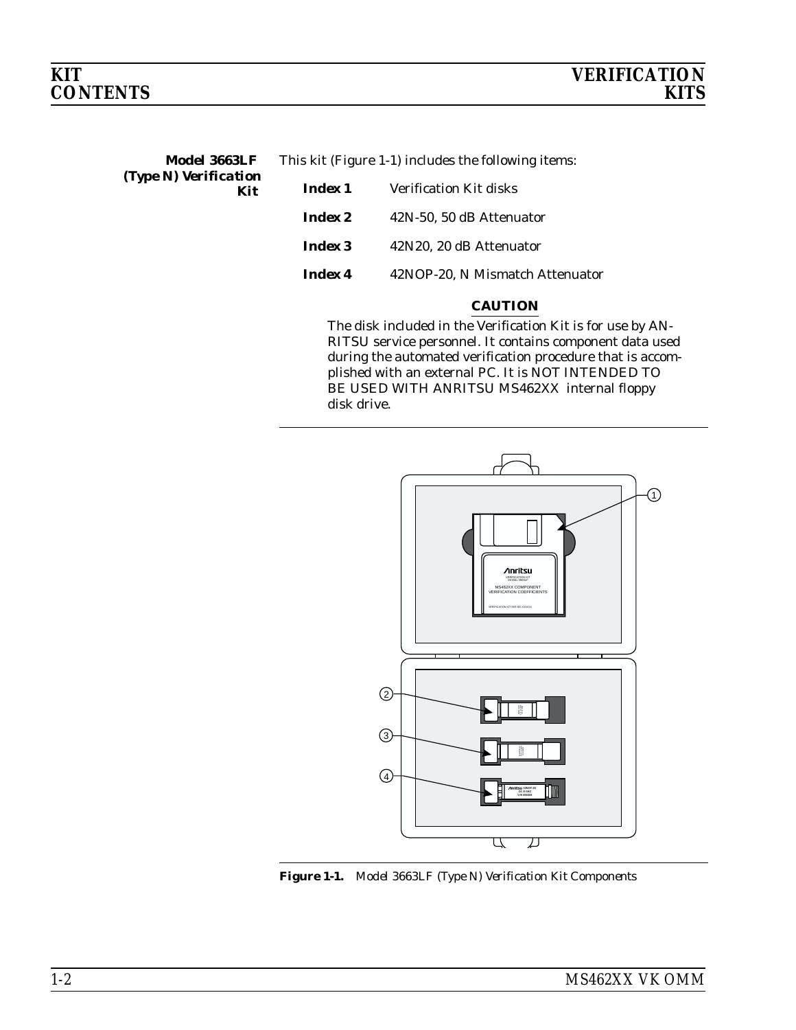## Model 3663LF (Type N) Verification Kit

This kit (Figure 1-1) includes the following items:

| | |
|---|---|
| **Index 1** | Verification Kit disks |
| **Index 2** | 42N-50, 50 dB Attenuator |
| **Index 3** | 42N20, 20 dB Attenuator |
| **Index 4** | 42NOP-20, N Mismatch Attenuator |

**CAUTION**

The disk included in the Verification Kit is for use by ANRITSU service personnel. It contains component data used during the automated verification procedure that is accomplished with an external PC. It is NOT INTENDED TO BE USED WITH ANRITSU MS462XX internal floppy disk drive.

**Figure 1-1.** *Model 3663LF (Type N) Verification Kit Components*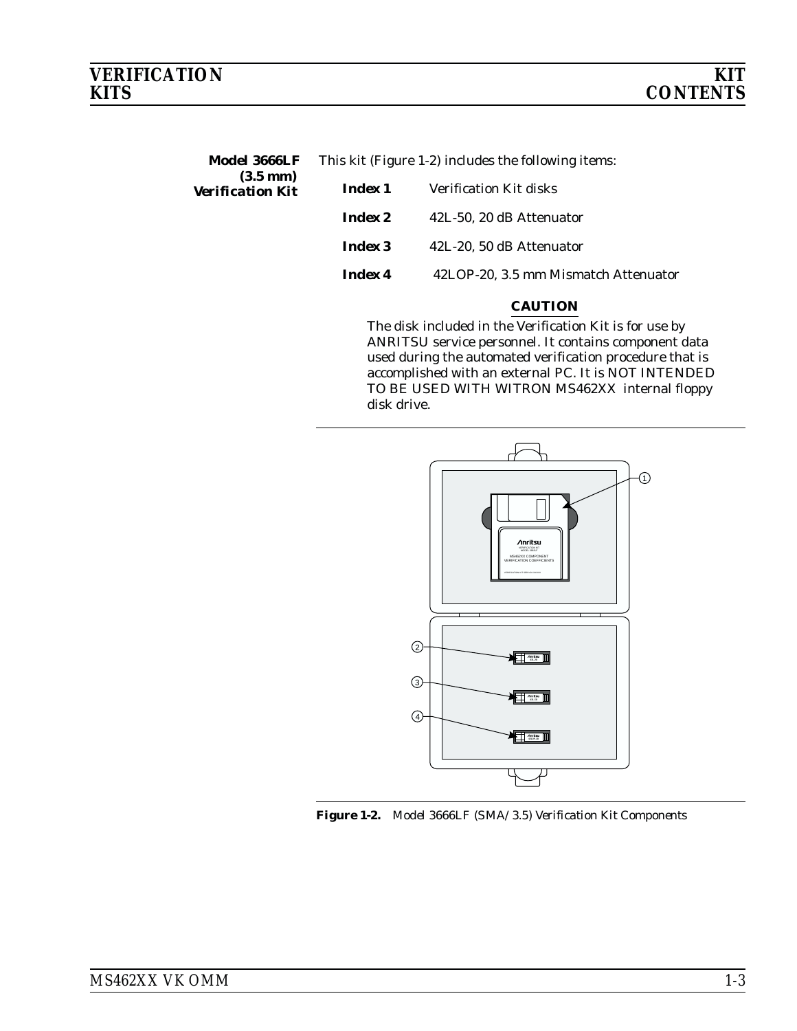**Model 3666LF (3.5 mm) Verification Kit**

This kit (Figure 1-2) includes the following items:

**Index 1** Verification Kit disks

**Index 2** 42L-50, 20 dB Attenuator

**Index 3** 42L-20, 50 dB Attenuator

**Index 4** 42LOP-20, 3.5 mm Mismatch Attenuator

**CAUTION**

The disk included in the Verification Kit is for use by ANRITSU service personnel. It contains component data used during the automated verification procedure that is accomplished with an external PC. It is NOT INTENDED TO BE USED WITH WITRON MS462XX internal floppy disk drive.

**Figure 1-2.** Model 3666LF (SMA/3.5) Verification Kit Components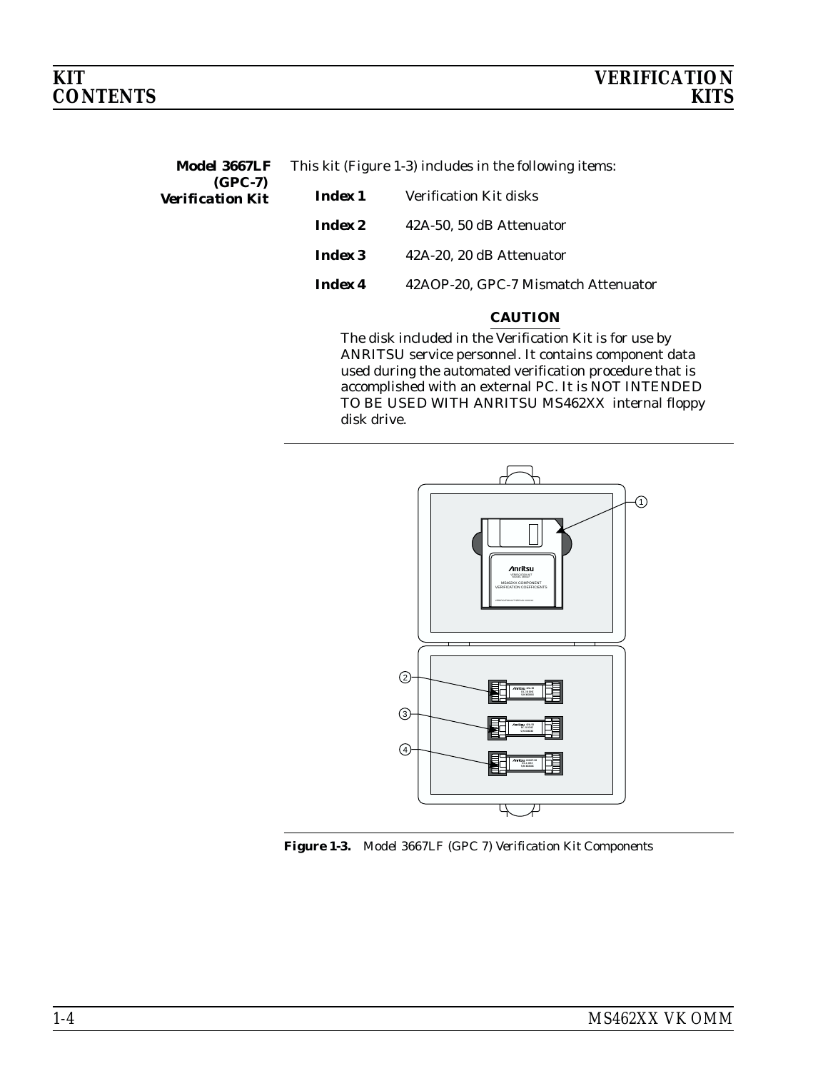## Model 3667LF (GPC-7) Verification Kit

This kit (Figure 1-3) includes in the following items:

**Index 1** Verification Kit disks

**Index 2** 42A-50, 50 dB Attenuator

**Index 3** 42A-20, 20 dB Attenuator

**Index 4** 42AOP-20, GPC-7 Mismatch Attenuator

**CAUTION**

The disk included in the Verification Kit is for use by ANRITSU service personnel. It contains component data used during the automated verification procedure that is accomplished with an external PC. It is NOT INTENDED TO BE USED WITH ANRITSU MS462XX internal floppy disk drive.

**Figure 1-3.** *Model 3667LF (GPC 7) Verification Kit Components*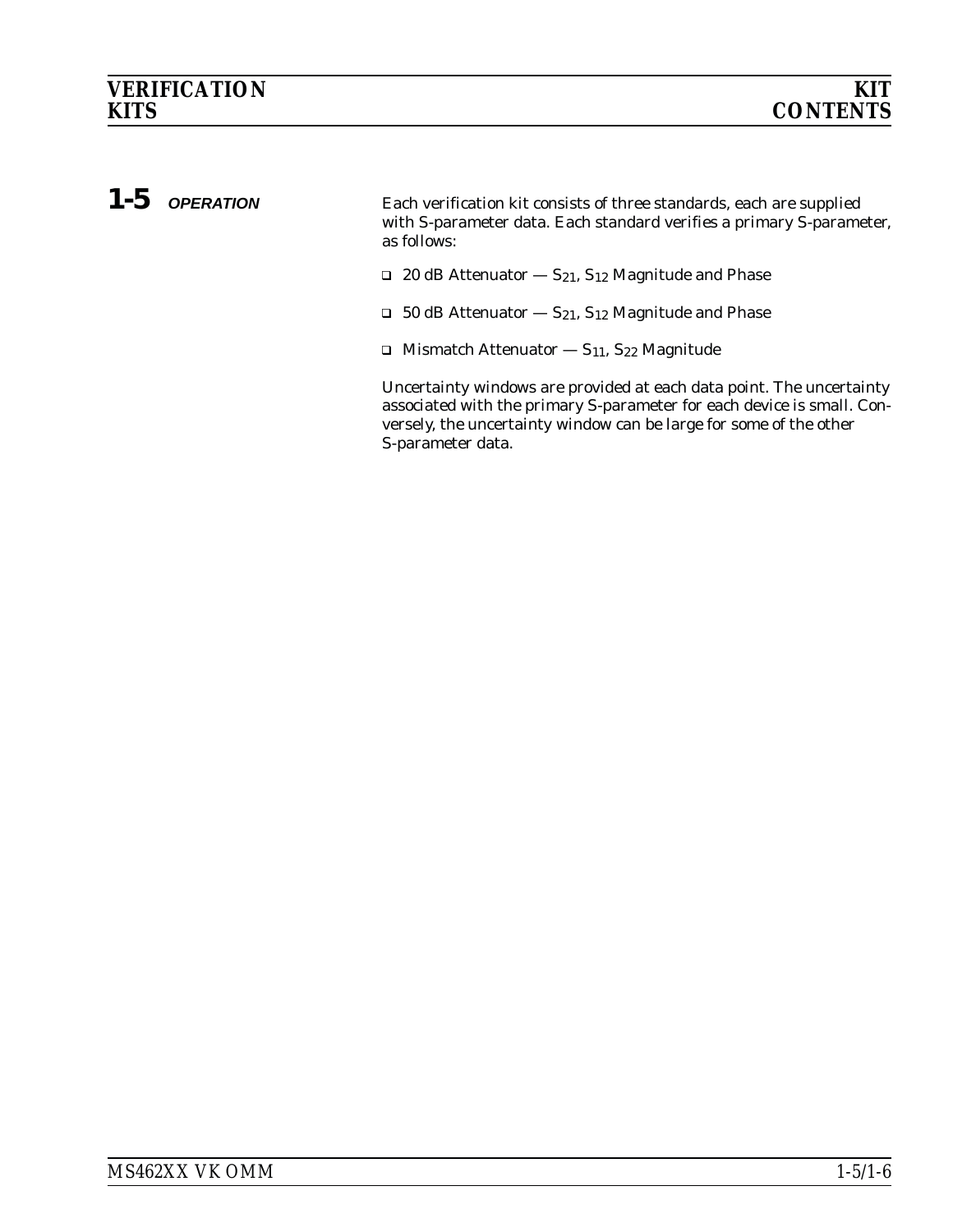## 1-5 OPERATION

Each verification kit consists of three standards, each are supplied with S-parameter data. Each standard verifies a primary S-parameter, as follows:

- 20 dB Attenuator — $S_{21}$, $S_{12}$ Magnitude and Phase
- 50 dB Attenuator — $S_{21}$, $S_{12}$ Magnitude and Phase
- Mismatch Attenuator — $S_{11}$, $S_{22}$ Magnitude

Uncertainty windows are provided at each data point. The uncertainty associated with the primary S-parameter for each device is small. Conversely, the uncertainty window can be large for some of the other S-parameter data.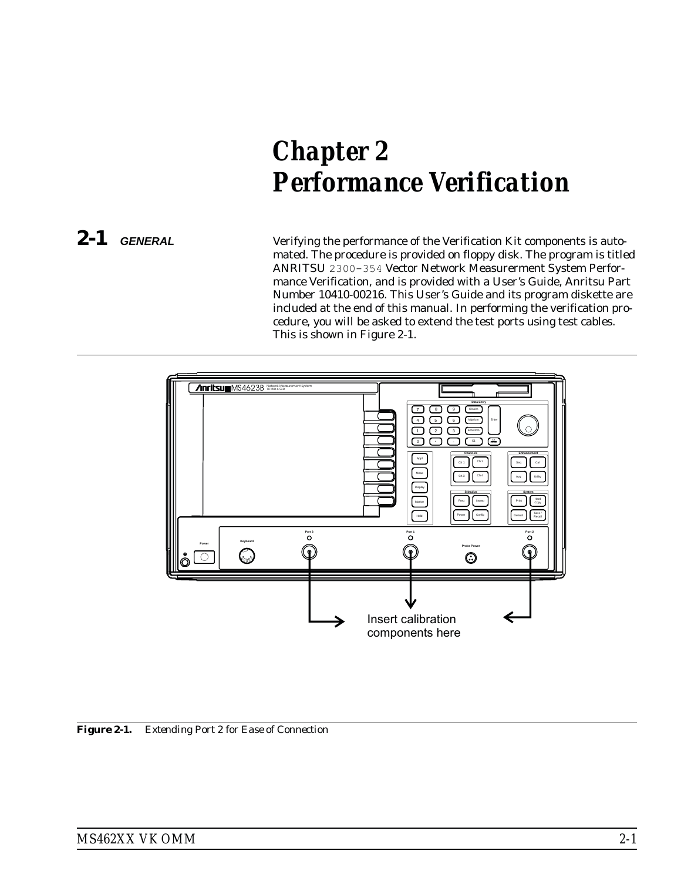# Chapter 2
# Performance Verification

## 2-1 GENERAL

Verifying the performance of the Verification Kit components is automated. The procedure is provided on floppy disk. The program is titled ANRITSU 2300–354 Vector Network Measurerment System Performance Verification, and is provided with a User's Guide, Anritsu Part Number 10410-00216. This User's Guide and its program diskette are included at the end of this manual. In performing the verification procedure, you will be asked to extend the test ports using test cables. This is shown in Figure 2-1.

Insert calibration components here

**Figure 2-1.** *Extending Port 2 for Ease of Connection*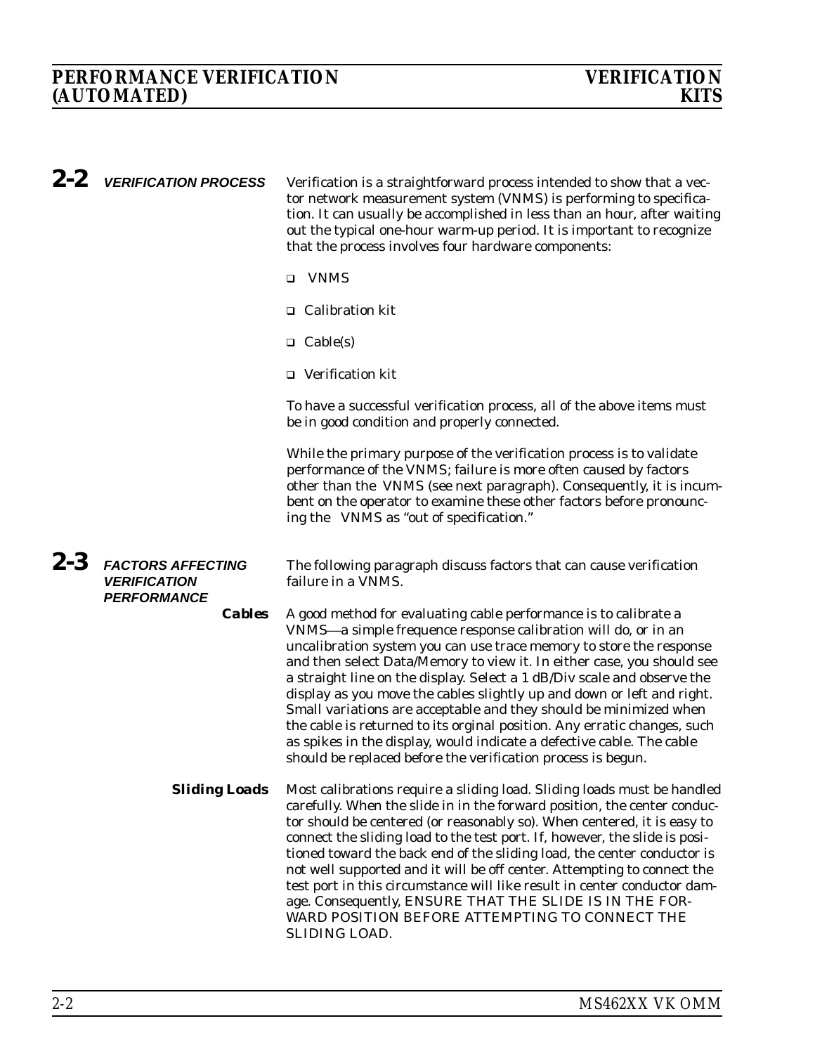## 2-2 VERIFICATION PROCESS

Verification is a straightforward process intended to show that a vector network measurement system (VNMS) is performing to specification. It can usually be accomplished in less than an hour, after waiting out the typical one-hour warm-up period. It is important to recognize that the process involves four hardware components:

- VNMS
- Calibration kit
- Cable(s)
- Verification kit

To have a successful verification process, all of the above items must be in good condition and properly connected.

While the primary purpose of the verification process is to validate performance of the VNMS; failure is more often caused by factors other than the VNMS (see next paragraph). Consequently, it is incumbent on the operator to examine these other factors before pronouncing the VNMS as "out of specification."

## 2-3 FACTORS AFFECTING VERIFICATION PERFORMANCE

The following paragraph discuss factors that can cause verification failure in a VNMS.

**Cables**

A good method for evaluating cable performance is to calibrate a VNMS—a simple frequence response calibration will do, or in an uncalibration system you can use trace memory to store the response and then select Data/Memory to view it. In either case, you should see a straight line on the display. Select a 1 dB/Div scale and observe the display as you move the cables slightly up and down or left and right. Small variations are acceptable and they should be minimized when the cable is returned to its orginal position. Any erratic changes, such as spikes in the display, would indicate a defective cable. The cable should be replaced before the verification process is begun.

**Sliding Loads**

Most calibrations require a sliding load. Sliding loads must be handled carefully. When the slide in in the forward position, the center conductor should be centered (or reasonably so). When centered, it is easy to connect the sliding load to the test port. If, however, the slide is positioned toward the back end of the sliding load, the center conductor is not well supported and it will be off center. Attempting to connect the test port in this circumstance will like result in center conductor damage. Consequently, ENSURE THAT THE SLIDE IS IN THE FORWARD POSITION BEFORE ATTEMPTING TO CONNECT THE SLIDING LOAD.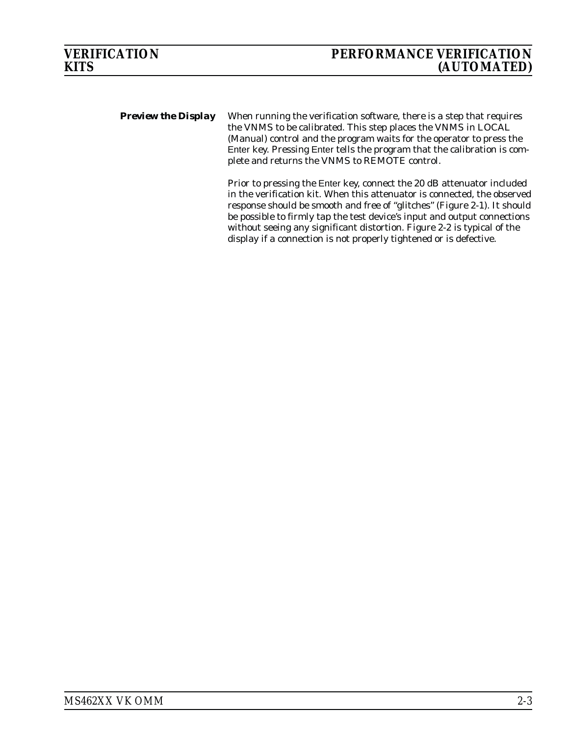## Preview the Display

When running the verification software, there is a step that requires the VNMS to be calibrated. This step places the VNMS in LOCAL (Manual) control and the program waits for the operator to press the Enter key. Pressing Enter tells the program that the calibration is complete and returns the VNMS to REMOTE control.

Prior to pressing the Enter key, connect the 20 dB attenuator included in the verification kit. When this attenuator is connected, the observed response should be smooth and free of "glitches" (Figure 2-1). It should be possible to firmly tap the test device's input and output connections without seeing any significant distortion. Figure 2-2 is typical of the display if a connection is not properly tightened or is defective.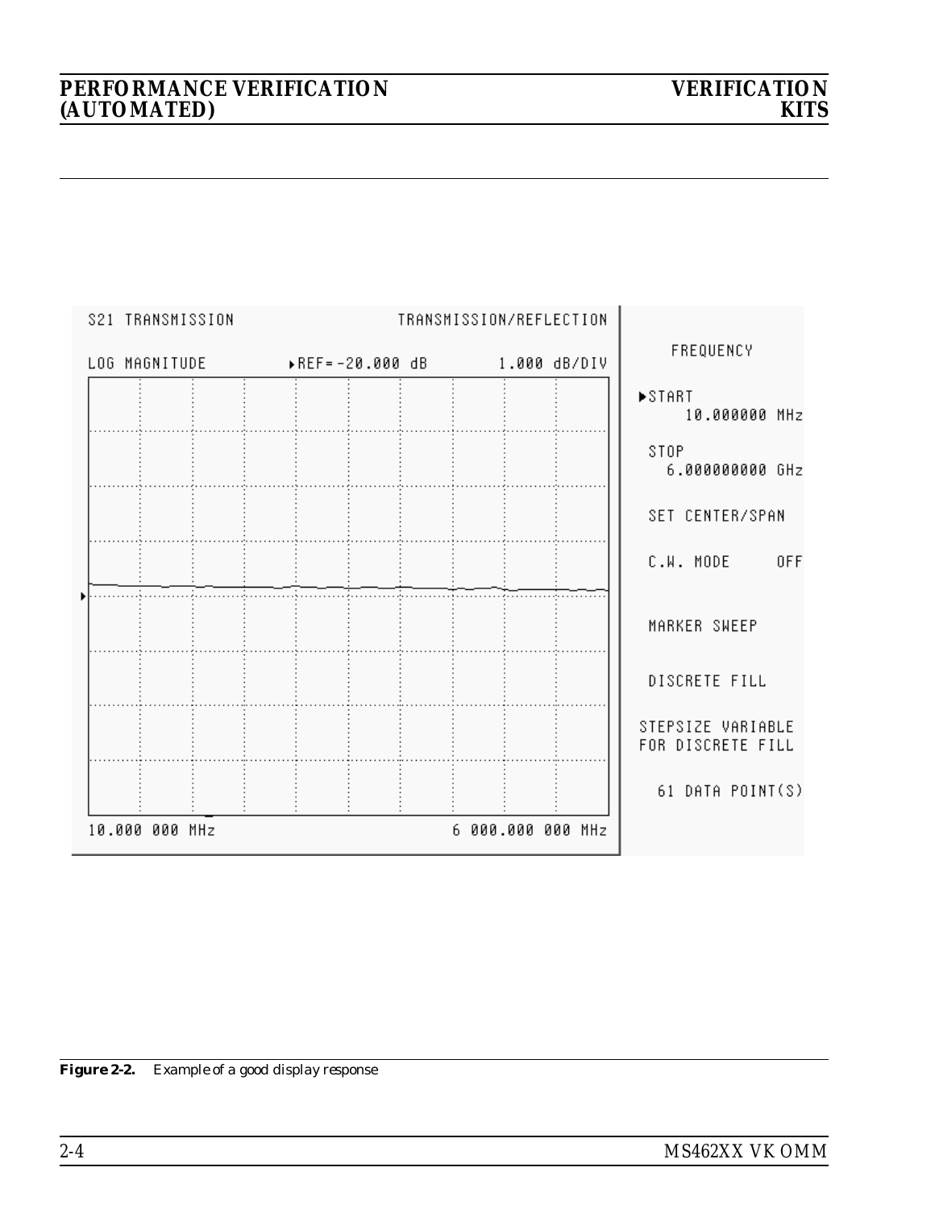S21 TRANSMISSION TRANSMISSION/REFLECTION

LOG MAGNITUDE ▸REF=-20.000 dB 1.000 dB/DIV

10.000 000 MHz 6 000.000 000 MHz

FREQUENCY

▶START
10.000000 MHz

STOP
6.000000000 GHz

SET CENTER/SPAN

C.W. MODE OFF

MARKER SWEEP

DISCRETE FILL

STEPSIZE VARIABLE
FOR DISCRETE FILL

61 DATA POINT(S)

***Figure 2-2.*** *Example of a good display response*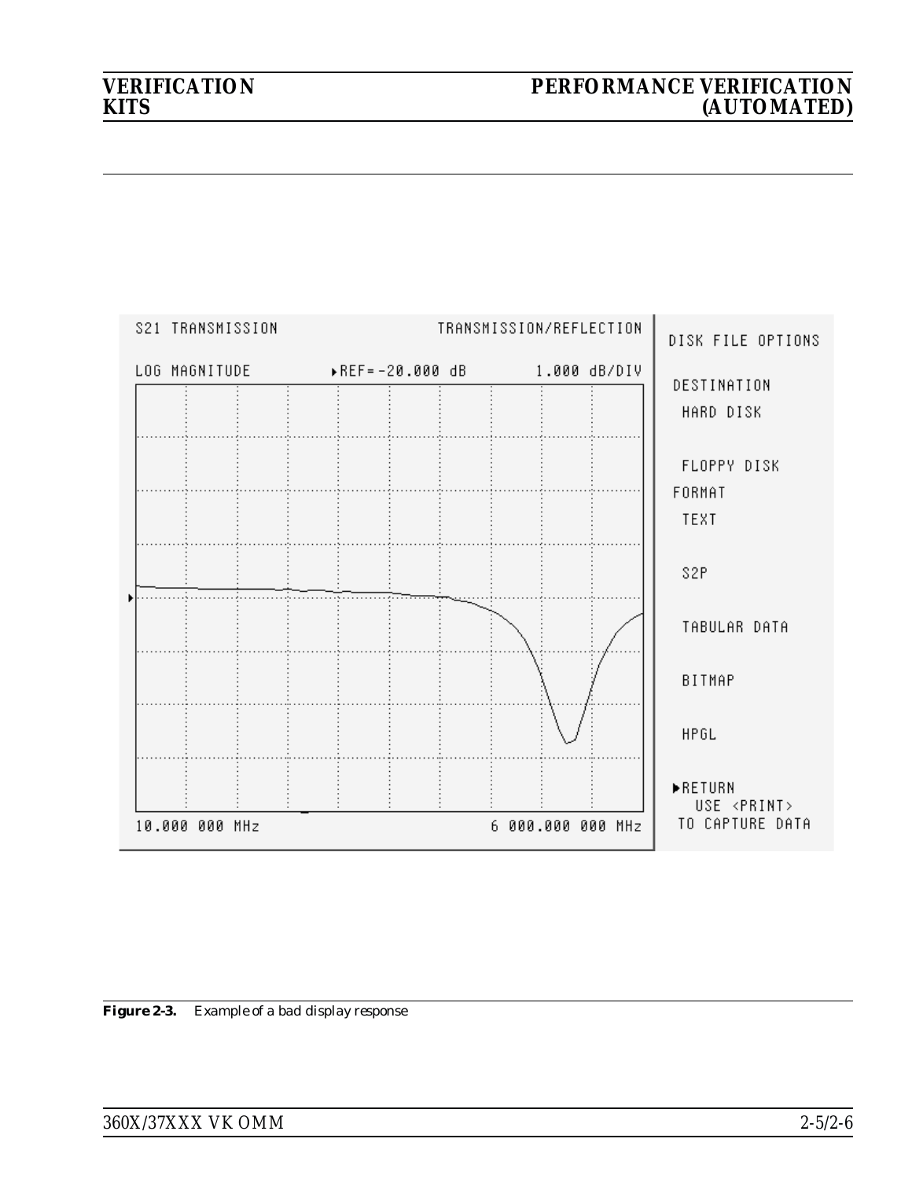S21 TRANSMISSION TRANSMISSION/REFLECTION

LOG MAGNITUDE ▸REF=-20.000 dB 1.000 dB/DIV

10.000 000 MHz 6 000.000 000 MHz

DISK FILE OPTIONS

DESTINATION
HARD DISK

FLOPPY DISK

FORMAT
TEXT

S2P

TABULAR DATA

BITMAP

HPGL

▸RETURN
USE <PRINT>
TO CAPTURE DATA

**Figure 2-3.** *Example of a bad display response*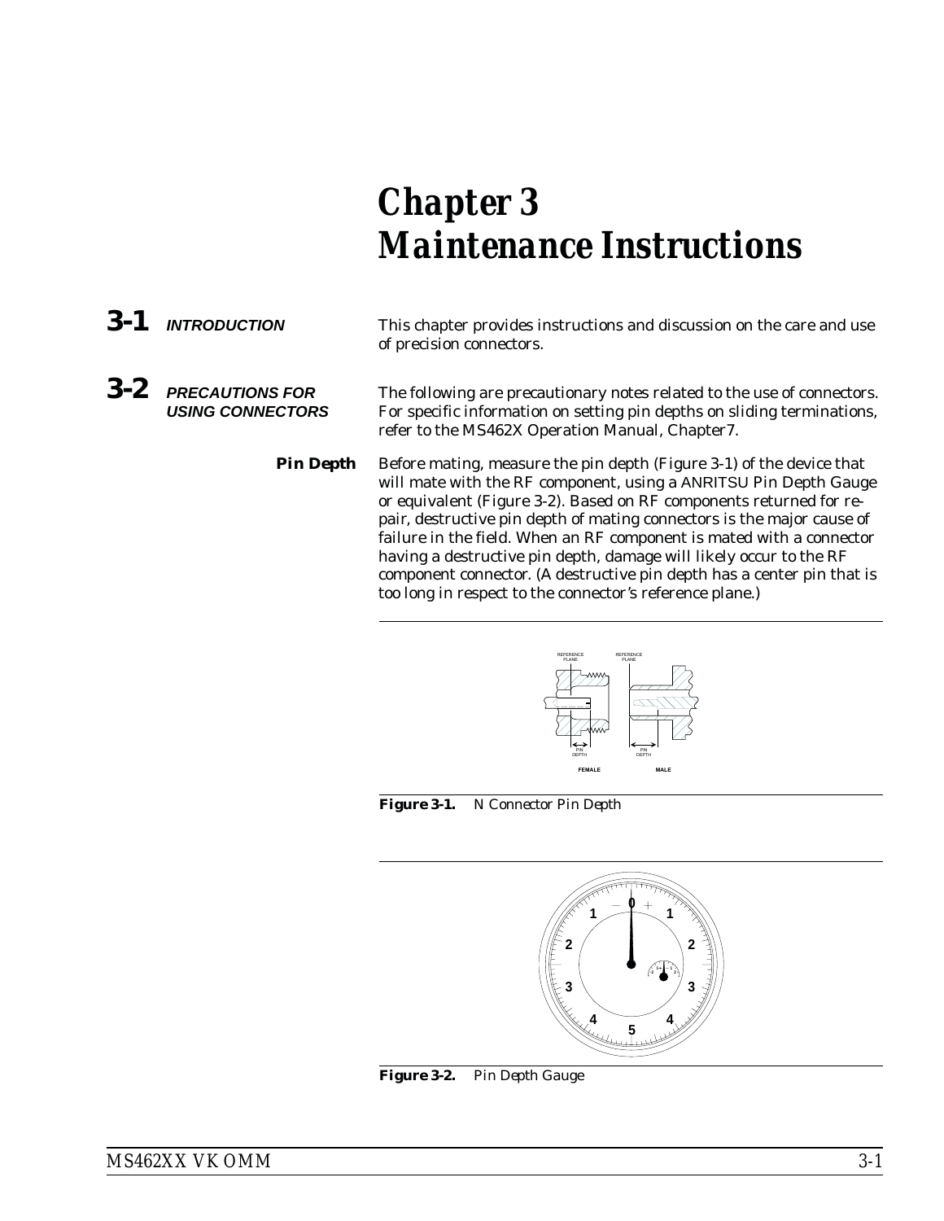# Chapter 3 Maintenance Instructions

## 3-1 INTRODUCTION

This chapter provides instructions and discussion on the care and use of precision connectors.

## 3-2 PRECAUTIONS FOR USING CONNECTORS

The following are precautionary notes related to the use of connectors. For specific information on setting pin depths on sliding terminations, refer to the MS462X Operation Manual, Chapter7.

### Pin Depth

Before mating, measure the pin depth (Figure 3-1) of the device that will mate with the RF component, using a ANRITSU Pin Depth Gauge or equivalent (Figure 3-2). Based on RF components returned for repair, destructive pin depth of mating connectors is the major cause of failure in the field. When an RF component is mated with a connector having a destructive pin depth, damage will likely occur to the RF component connector. (A destructive pin depth has a center pin that is too long in respect to the connector's reference plane.)

**Figure 3-1.** *N Connector Pin Depth*

**Figure 3-2.** *Pin Depth Gauge*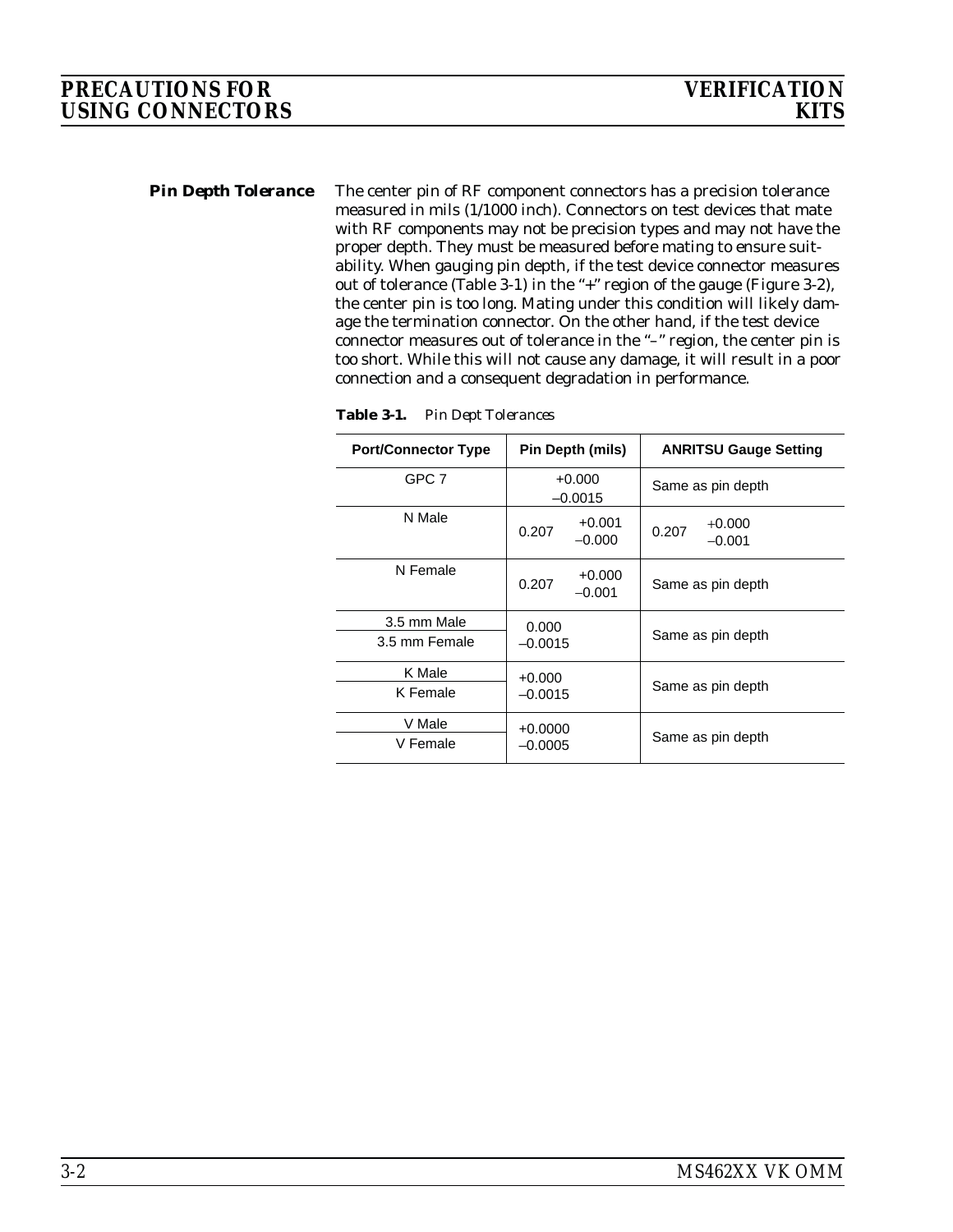## Pin Depth Tolerance

The center pin of RF component connectors has a precision tolerance measured in mils (1/1000 inch). Connectors on test devices that mate with RF components may not be precision types and may not have the proper depth. They must be measured before mating to ensure suitability. When gauging pin depth, if the test device connector measures out of tolerance (Table 3-1) in the "+" region of the gauge (Figure 3-2), the center pin is too long. Mating under this condition will likely damage the termination connector. On the other hand, if the test device connector measures out of tolerance in the "–" region, the center pin is too short. While this will not cause any damage, it will result in a poor connection and a consequent degradation in performance.

**Table 3-1.** *Pin Dept Tolerances*

| Port/Connector Type | Pin Depth (mils) | ANRITSU Gauge Setting |
|---|---|---|
| GPC 7 | +0.000 –0.0015 | Same as pin depth |
| N Male | 0.207 +0.001 –0.000 | 0.207 +0.000 –0.001 |
| N Female | 0.207 +0.000 –0.001 | Same as pin depth |
| 3.5 mm Male / 3.5 mm Female | 0.000 –0.0015 | Same as pin depth |
| K Male / K Female | +0.000 –0.0015 | Same as pin depth |
| V Male / V Female | +0.0000 –0.0005 | Same as pin depth |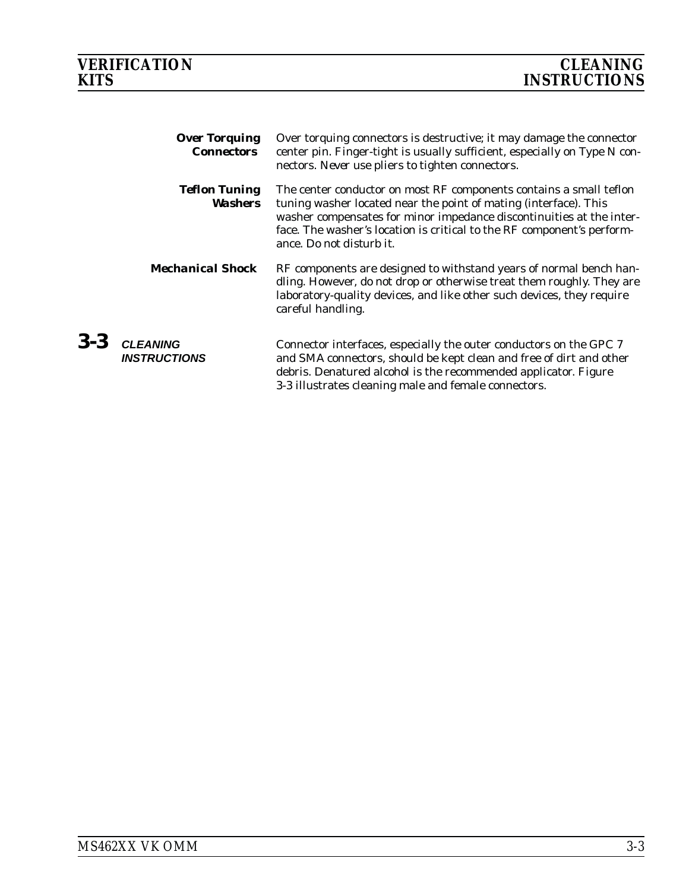**Over Torquing Connectors** Over torquing connectors is destructive; it may damage the connector center pin. Finger-tight is usually sufficient, especially on Type N connectors. Never use pliers to tighten connectors.

**Teflon Tuning Washers** The center conductor on most RF components contains a small teflon tuning washer located near the point of mating (interface). This washer compensates for minor impedance discontinuities at the interface. The washer's location is critical to the RF component's performance. Do not disturb it.

**Mechanical Shock** RF components are designed to withstand years of normal bench handling. However, do not drop or otherwise treat them roughly. They are laboratory-quality devices, and like other such devices, they require careful handling.

## 3-3 CLEANING INSTRUCTIONS

Connector interfaces, especially the outer conductors on the GPC 7 and SMA connectors, should be kept clean and free of dirt and other debris. Denatured alcohol is the recommended applicator. Figure 3-3 illustrates cleaning male and female connectors.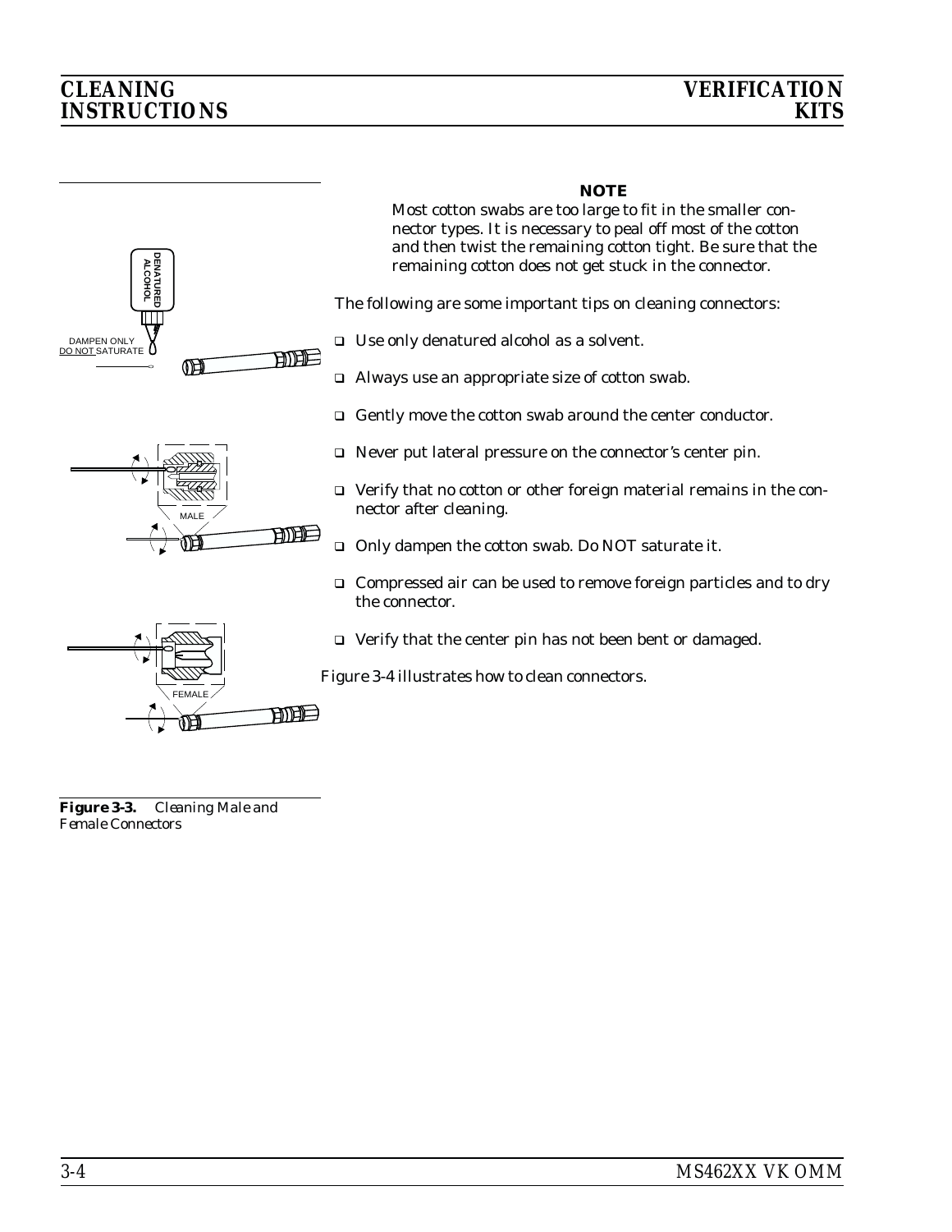**NOTE**

Most cotton swabs are too large to fit in the smaller connector types. It is necessary to peal off most of the cotton and then twist the remaining cotton tight. Be sure that the remaining cotton does not get stuck in the connector.

The following are some important tips on cleaning connectors:

- Use only denatured alcohol as a solvent.
- Always use an appropriate size of cotton swab.
- Gently move the cotton swab around the center conductor.
- Never put lateral pressure on the connector's center pin.
- Verify that no cotton or other foreign material remains in the connector after cleaning.
- Only dampen the cotton swab. Do NOT saturate it.
- Compressed air can be used to remove foreign particles and to dry the connector.
- Verify that the center pin has not been bent or damaged.

Figure 3-4 illustrates how to clean connectors.

DENATURED ALCOHOL

DAMPEN ONLY
DO NOT SATURATE

MALE

FEMALE

***Figure 3-3.*** *Cleaning Male and Female Connectors*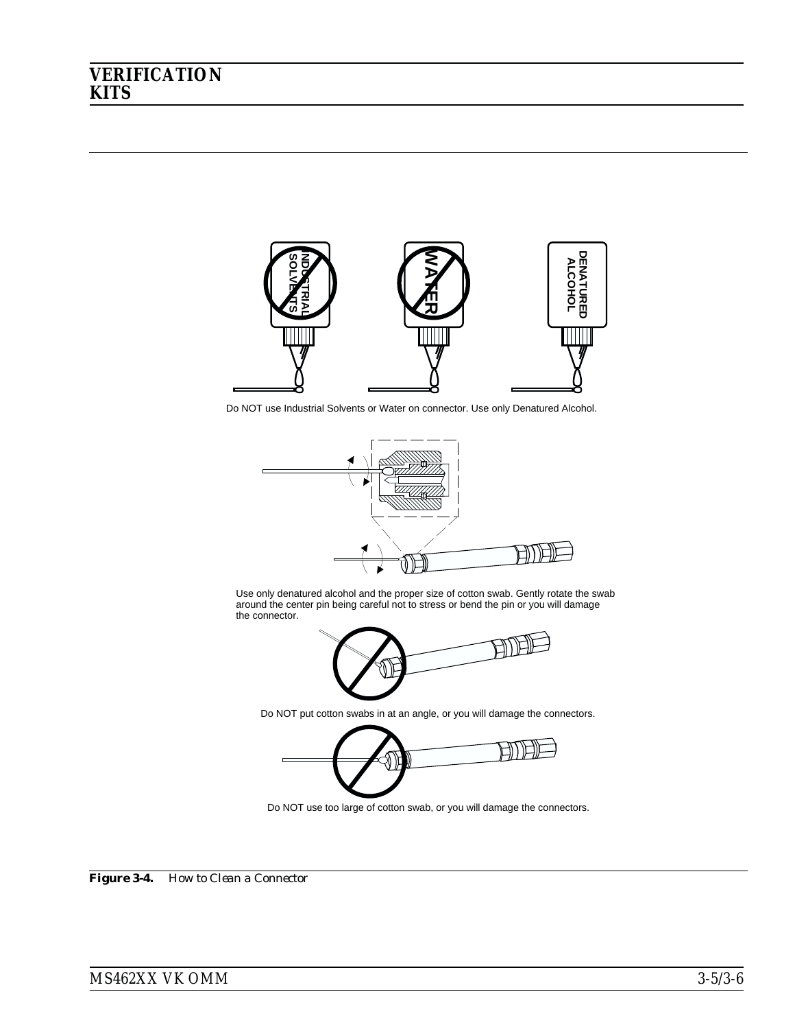Do NOT use Industrial Solvents or Water on connector. Use only Denatured Alcohol.

Use only denatured alcohol and the proper size of cotton swab. Gently rotate the swab around the center pin being careful not to stress or bend the pin or you will damage the connector.

Do NOT put cotton swabs in at an angle, or you will damage the connectors.

Do NOT use too large of cotton swab, or you will damage the connectors.

***Figure 3-4.*** *How to Clean a Connector*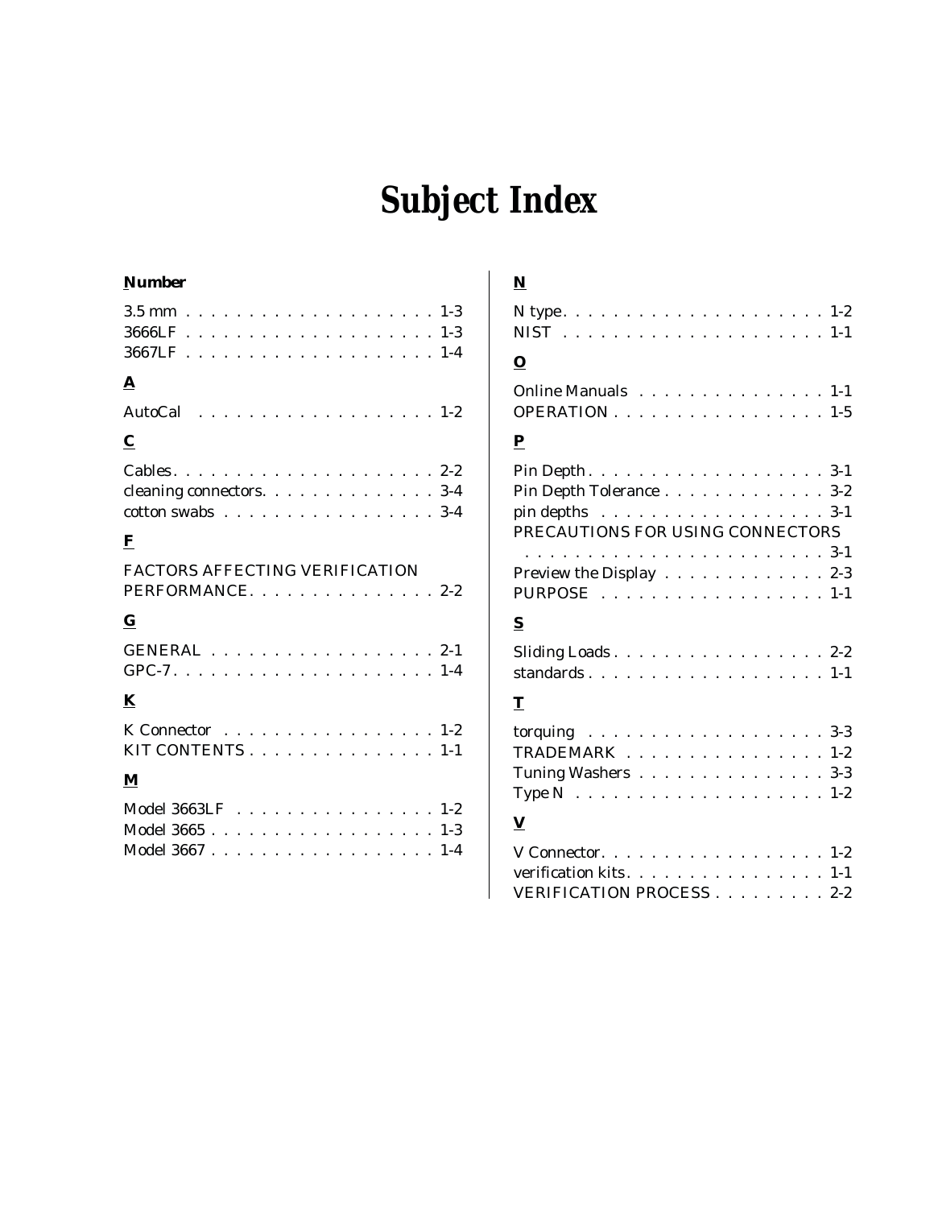# Subject Index

**Number**

3.5 mm . . . . . . . . . . . . . . . . . . . . 1-3
3666LF . . . . . . . . . . . . . . . . . . . . 1-3
3667LF . . . . . . . . . . . . . . . . . . . . 1-4

**A**

AutoCal . . . . . . . . . . . . . . . . . . . 1-2

**C**

Cables. . . . . . . . . . . . . . . . . . . . . 2-2
cleaning connectors. . . . . . . . . . . . . . 3-4
cotton swabs . . . . . . . . . . . . . . . . . 3-4

**F**

FACTORS AFFECTING VERIFICATION PERFORMANCE. . . . . . . . . . . . . . . . 2-2

**G**

GENERAL . . . . . . . . . . . . . . . . . . 2-1
GPC-7. . . . . . . . . . . . . . . . . . . . . 1-4

**K**

K Connector . . . . . . . . . . . . . . . . . 1-2
KIT CONTENTS . . . . . . . . . . . . . . . 1-1

**M**

Model 3663LF . . . . . . . . . . . . . . . . 1-2
Model 3665 . . . . . . . . . . . . . . . . . . 1-3
Model 3667 . . . . . . . . . . . . . . . . . . 1-4

**N**

N type. . . . . . . . . . . . . . . . . . . . . 1-2
NIST . . . . . . . . . . . . . . . . . . . . . 1-1

**O**

Online Manuals . . . . . . . . . . . . . . . 1-1
OPERATION . . . . . . . . . . . . . . . . . 1-5

**P**

Pin Depth. . . . . . . . . . . . . . . . . . . 3-1
Pin Depth Tolerance . . . . . . . . . . . . . 3-2
pin depths . . . . . . . . . . . . . . . . . . 3-1
PRECAUTIONS FOR USING CONNECTORS . . . . . . . . . . . . . . . . . . . . . . . . 3-1
Preview the Display . . . . . . . . . . . . . 2-3
PURPOSE . . . . . . . . . . . . . . . . . . 1-1

**S**

Sliding Loads . . . . . . . . . . . . . . . . . 2-2
standards . . . . . . . . . . . . . . . . . . . 1-1

**T**

torquing . . . . . . . . . . . . . . . . . . . 3-3
TRADEMARK . . . . . . . . . . . . . . . . 1-2
Tuning Washers . . . . . . . . . . . . . . . 3-3
Type N . . . . . . . . . . . . . . . . . . . . 1-2

**V**

V Connector. . . . . . . . . . . . . . . . . . 1-2
verification kits. . . . . . . . . . . . . . . . 1-1
VERIFICATION PROCESS . . . . . . . . . 2-2